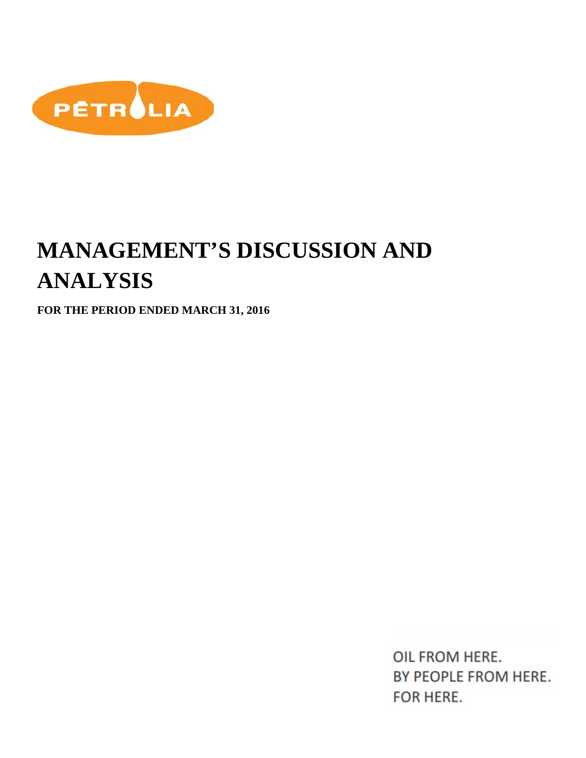PETROLIA

# MANAGEMENT'S DISCUSSION AND ANALYSIS

**FOR THE PERIOD ENDED MARCH 31, 2016**

OIL FROM HERE.
BY PEOPLE FROM HERE.
FOR HERE.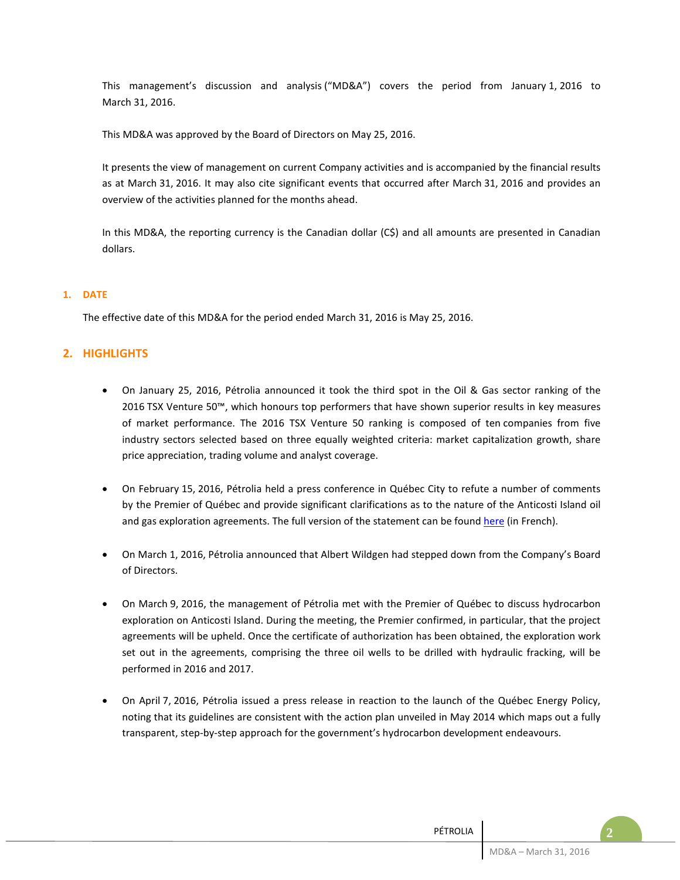This management's discussion and analysis ("MD&A") covers the period from January 1, 2016 to March 31, 2016.

This MD&A was approved by the Board of Directors on May 25, 2016.

It presents the view of management on current Company activities and is accompanied by the financial results as at March 31, 2016. It may also cite significant events that occurred after March 31, 2016 and provides an overview of the activities planned for the months ahead.

In this MD&A, the reporting currency is the Canadian dollar (C$) and all amounts are presented in Canadian dollars.

## 1. DATE

The effective date of this MD&A for the period ended March 31, 2016 is May 25, 2016.

## 2. HIGHLIGHTS

- On January 25, 2016, Pétrolia announced it took the third spot in the Oil & Gas sector ranking of the 2016 TSX Venture 50™, which honours top performers that have shown superior results in key measures of market performance. The 2016 TSX Venture 50 ranking is composed of ten companies from five industry sectors selected based on three equally weighted criteria: market capitalization growth, share price appreciation, trading volume and analyst coverage.

- On February 15, 2016, Pétrolia held a press conference in Québec City to refute a number of comments by the Premier of Québec and provide significant clarifications as to the nature of the Anticosti Island oil and gas exploration agreements. The full version of the statement can be found here (in French).

- On March 1, 2016, Pétrolia announced that Albert Wildgen had stepped down from the Company's Board of Directors.

- On March 9, 2016, the management of Pétrolia met with the Premier of Québec to discuss hydrocarbon exploration on Anticosti Island. During the meeting, the Premier confirmed, in particular, that the project agreements will be upheld. Once the certificate of authorization has been obtained, the exploration work set out in the agreements, comprising the three oil wells to be drilled with hydraulic fracking, will be performed in 2016 and 2017.

- On April 7, 2016, Pétrolia issued a press release in reaction to the launch of the Québec Energy Policy, noting that its guidelines are consistent with the action plan unveiled in May 2014 which maps out a fully transparent, step-by-step approach for the government's hydrocarbon development endeavours.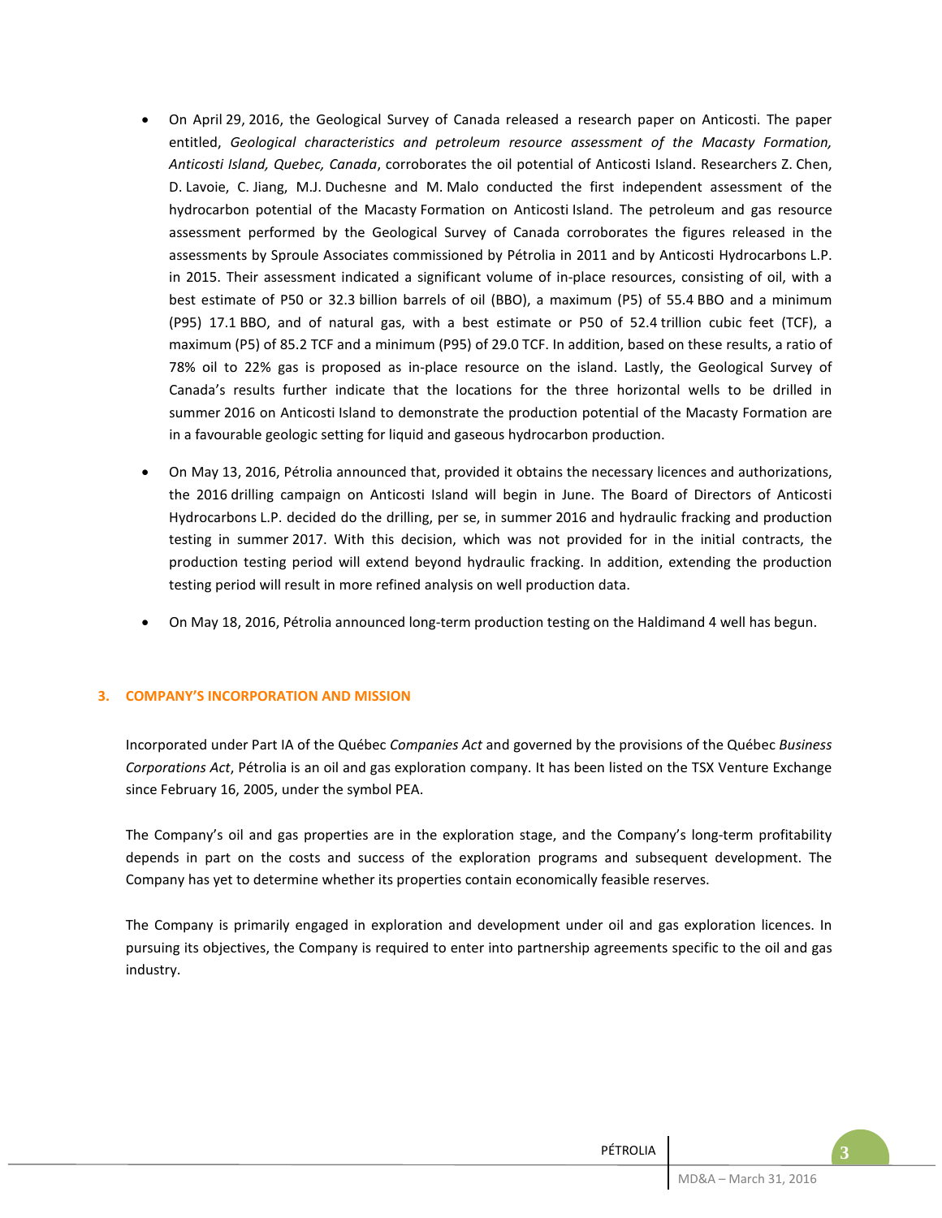- On April 29, 2016, the Geological Survey of Canada released a research paper on Anticosti. The paper entitled, *Geological characteristics and petroleum resource assessment of the Macasty Formation, Anticosti Island, Quebec, Canada*, corroborates the oil potential of Anticosti Island. Researchers Z. Chen, D. Lavoie, C. Jiang, M.J. Duchesne and M. Malo conducted the first independent assessment of the hydrocarbon potential of the Macasty Formation on Anticosti Island. The petroleum and gas resource assessment performed by the Geological Survey of Canada corroborates the figures released in the assessments by Sproule Associates commissioned by Pétrolia in 2011 and by Anticosti Hydrocarbons L.P. in 2015. Their assessment indicated a significant volume of in-place resources, consisting of oil, with a best estimate of P50 or 32.3 billion barrels of oil (BBO), a maximum (P5) of 55.4 BBO and a minimum (P95) 17.1 BBO, and of natural gas, with a best estimate or P50 of 52.4 trillion cubic feet (TCF), a maximum (P5) of 85.2 TCF and a minimum (P95) of 29.0 TCF. In addition, based on these results, a ratio of 78% oil to 22% gas is proposed as in-place resource on the island. Lastly, the Geological Survey of Canada's results further indicate that the locations for the three horizontal wells to be drilled in summer 2016 on Anticosti Island to demonstrate the production potential of the Macasty Formation are in a favourable geologic setting for liquid and gaseous hydrocarbon production.

- On May 13, 2016, Pétrolia announced that, provided it obtains the necessary licences and authorizations, the 2016 drilling campaign on Anticosti Island will begin in June. The Board of Directors of Anticosti Hydrocarbons L.P. decided do the drilling, per se, in summer 2016 and hydraulic fracking and production testing in summer 2017. With this decision, which was not provided for in the initial contracts, the production testing period will extend beyond hydraulic fracking. In addition, extending the production testing period will result in more refined analysis on well production data.

- On May 18, 2016, Pétrolia announced long-term production testing on the Haldimand 4 well has begun.

## 3. COMPANY'S INCORPORATION AND MISSION

Incorporated under Part IA of the Québec *Companies Act* and governed by the provisions of the Québec *Business Corporations Act*, Pétrolia is an oil and gas exploration company. It has been listed on the TSX Venture Exchange since February 16, 2005, under the symbol PEA.

The Company's oil and gas properties are in the exploration stage, and the Company's long-term profitability depends in part on the costs and success of the exploration programs and subsequent development. The Company has yet to determine whether its properties contain economically feasible reserves.

The Company is primarily engaged in exploration and development under oil and gas exploration licences. In pursuing its objectives, the Company is required to enter into partnership agreements specific to the oil and gas industry.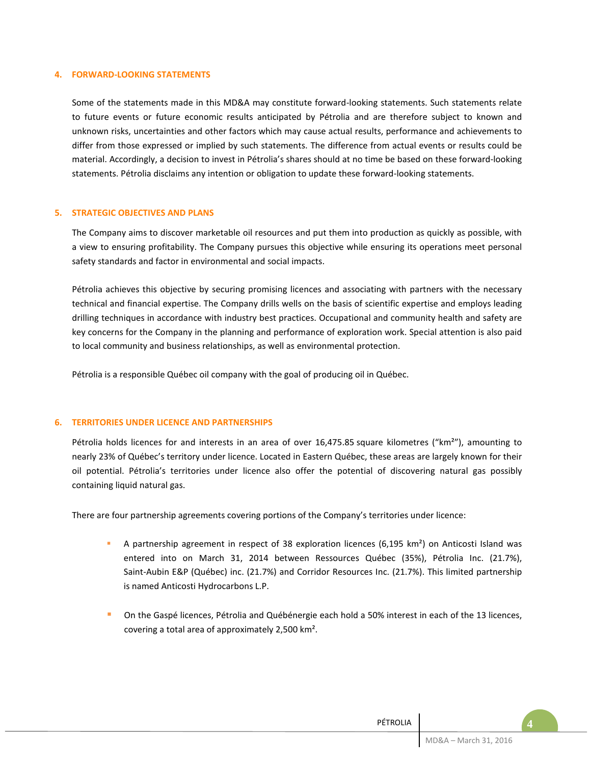## 4. FORWARD-LOOKING STATEMENTS

Some of the statements made in this MD&A may constitute forward-looking statements. Such statements relate to future events or future economic results anticipated by Pétrolia and are therefore subject to known and unknown risks, uncertainties and other factors which may cause actual results, performance and achievements to differ from those expressed or implied by such statements. The difference from actual events or results could be material. Accordingly, a decision to invest in Pétrolia's shares should at no time be based on these forward-looking statements. Pétrolia disclaims any intention or obligation to update these forward-looking statements.

## 5. STRATEGIC OBJECTIVES AND PLANS

The Company aims to discover marketable oil resources and put them into production as quickly as possible, with a view to ensuring profitability. The Company pursues this objective while ensuring its operations meet personal safety standards and factor in environmental and social impacts.

Pétrolia achieves this objective by securing promising licences and associating with partners with the necessary technical and financial expertise. The Company drills wells on the basis of scientific expertise and employs leading drilling techniques in accordance with industry best practices. Occupational and community health and safety are key concerns for the Company in the planning and performance of exploration work. Special attention is also paid to local community and business relationships, as well as environmental protection.

Pétrolia is a responsible Québec oil company with the goal of producing oil in Québec.

## 6. TERRITORIES UNDER LICENCE AND PARTNERSHIPS

Pétrolia holds licences for and interests in an area of over 16,475.85 square kilometres ("km²"), amounting to nearly 23% of Québec's territory under licence. Located in Eastern Québec, these areas are largely known for their oil potential. Pétrolia's territories under licence also offer the potential of discovering natural gas possibly containing liquid natural gas.

There are four partnership agreements covering portions of the Company's territories under licence:

- A partnership agreement in respect of 38 exploration licences (6,195 km²) on Anticosti Island was entered into on March 31, 2014 between Ressources Québec (35%), Pétrolia Inc. (21.7%), Saint-Aubin E&P (Québec) inc. (21.7%) and Corridor Resources Inc. (21.7%). This limited partnership is named Anticosti Hydrocarbons L.P.

- On the Gaspé licences, Pétrolia and Québénergie each hold a 50% interest in each of the 13 licences, covering a total area of approximately 2,500 km².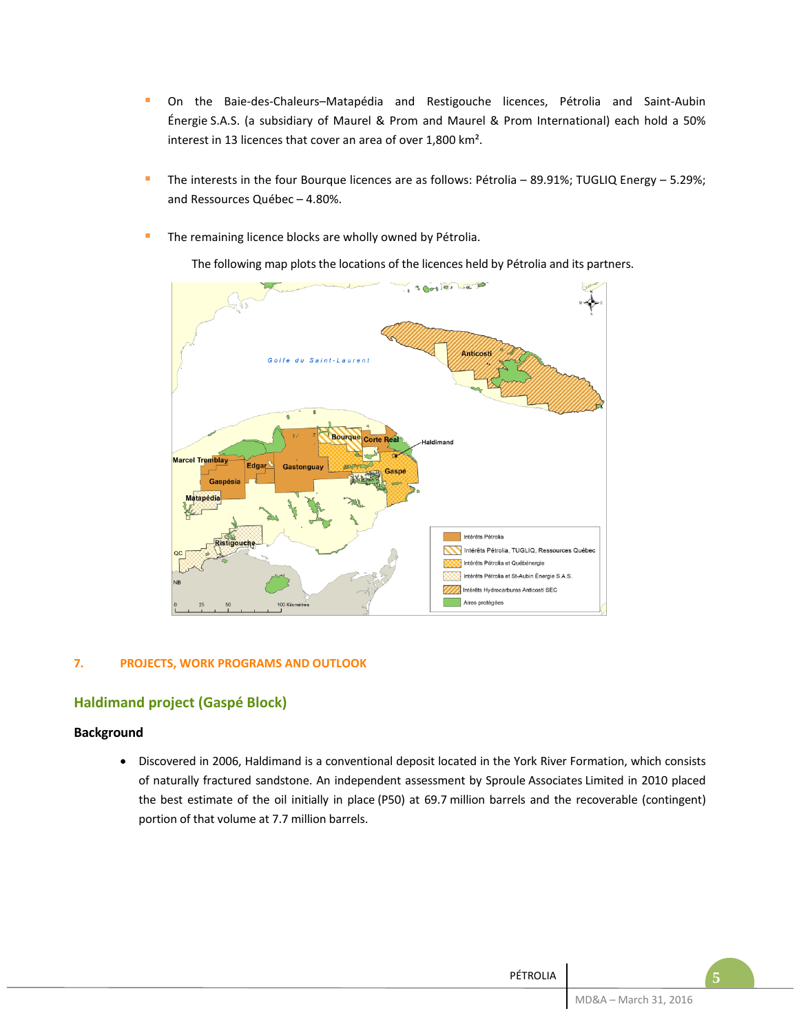- On the Baie-des-Chaleurs–Matapédia and Restigouche licences, Pétrolia and Saint-Aubin Énergie S.A.S. (a subsidiary of Maurel & Prom and Maurel & Prom International) each hold a 50% interest in 13 licences that cover an area of over 1,800 km².

- The interests in the four Bourque licences are as follows: Pétrolia – 89.91%; TUGLIQ Energy – 5.29%; and Ressources Québec – 4.80%.

- The remaining licence blocks are wholly owned by Pétrolia.

The following map plots the locations of the licences held by Pétrolia and its partners.

## 7. PROJECTS, WORK PROGRAMS AND OUTLOOK

## Haldimand project (Gaspé Block)

### Background

- Discovered in 2006, Haldimand is a conventional deposit located in the York River Formation, which consists of naturally fractured sandstone. An independent assessment by Sproule Associates Limited in 2010 placed the best estimate of the oil initially in place (P50) at 69.7 million barrels and the recoverable (contingent) portion of that volume at 7.7 million barrels.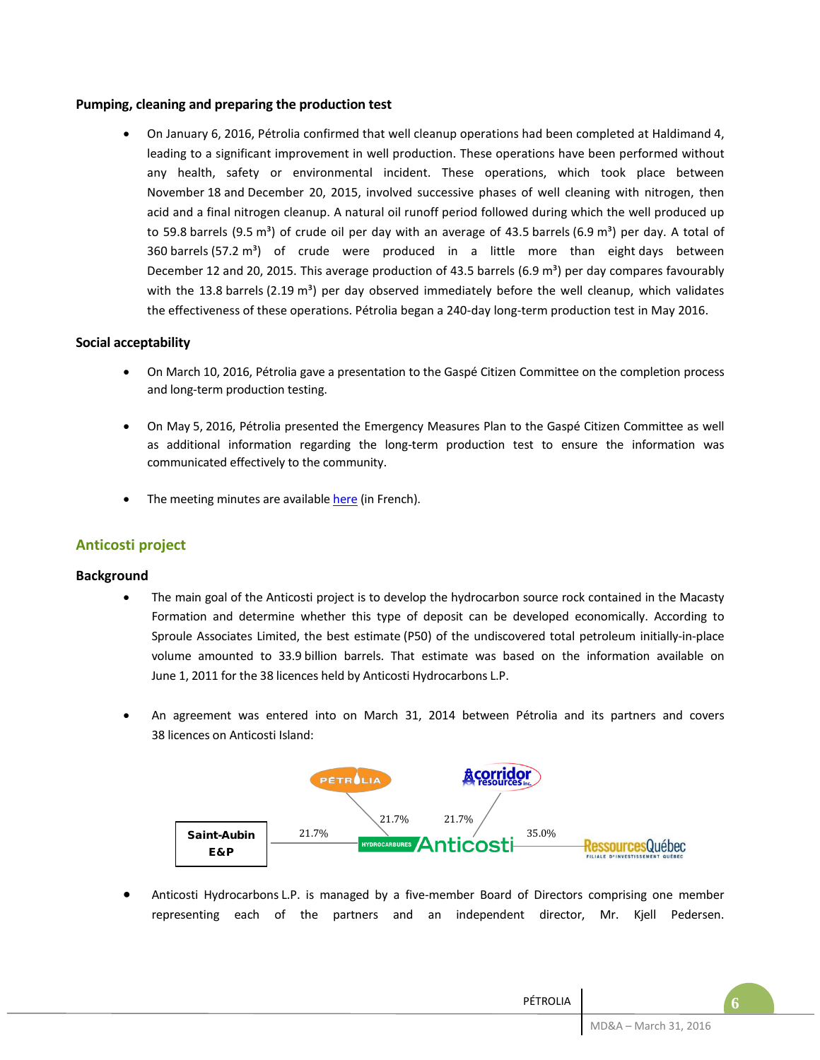### Pumping, cleaning and preparing the production test

- On January 6, 2016, Pétrolia confirmed that well cleanup operations had been completed at Haldimand 4, leading to a significant improvement in well production. These operations have been performed without any health, safety or environmental incident. These operations, which took place between November 18 and December 20, 2015, involved successive phases of well cleaning with nitrogen, then acid and a final nitrogen cleanup. A natural oil runoff period followed during which the well produced up to 59.8 barrels (9.5 m³) of crude oil per day with an average of 43.5 barrels (6.9 m³) per day. A total of 360 barrels (57.2 m³) of crude were produced in a little more than eight days between December 12 and 20, 2015. This average production of 43.5 barrels (6.9 m³) per day compares favourably with the 13.8 barrels (2.19 m³) per day observed immediately before the well cleanup, which validates the effectiveness of these operations. Pétrolia began a 240-day long-term production test in May 2016.

### Social acceptability

- On March 10, 2016, Pétrolia gave a presentation to the Gaspé Citizen Committee on the completion process and long-term production testing.

- On May 5, 2016, Pétrolia presented the Emergency Measures Plan to the Gaspé Citizen Committee as well as additional information regarding the long-term production test to ensure the information was communicated effectively to the community.

- The meeting minutes are available here (in French).

## Anticosti project

### Background

- The main goal of the Anticosti project is to develop the hydrocarbon source rock contained in the Macasty Formation and determine whether this type of deposit can be developed economically. According to Sproule Associates Limited, the best estimate (P50) of the undiscovered total petroleum initially-in-place volume amounted to 33.9 billion barrels. That estimate was based on the information available on June 1, 2011 for the 38 licences held by Anticosti Hydrocarbons L.P.

- An agreement was entered into on March 31, 2014 between Pétrolia and its partners and covers 38 licences on Anticosti Island:

Hydrocarbures Anticosti ownership: Pétrolia 21.7%; Corridor Resources Inc. 21.7%; Saint-Aubin E&P 21.7%; Ressources Québec (filiale d'investissement Québec) 35.0%

- Anticosti Hydrocarbons L.P. is managed by a five-member Board of Directors comprising one member representing each of the partners and an independent director, Mr. Kjell Pedersen.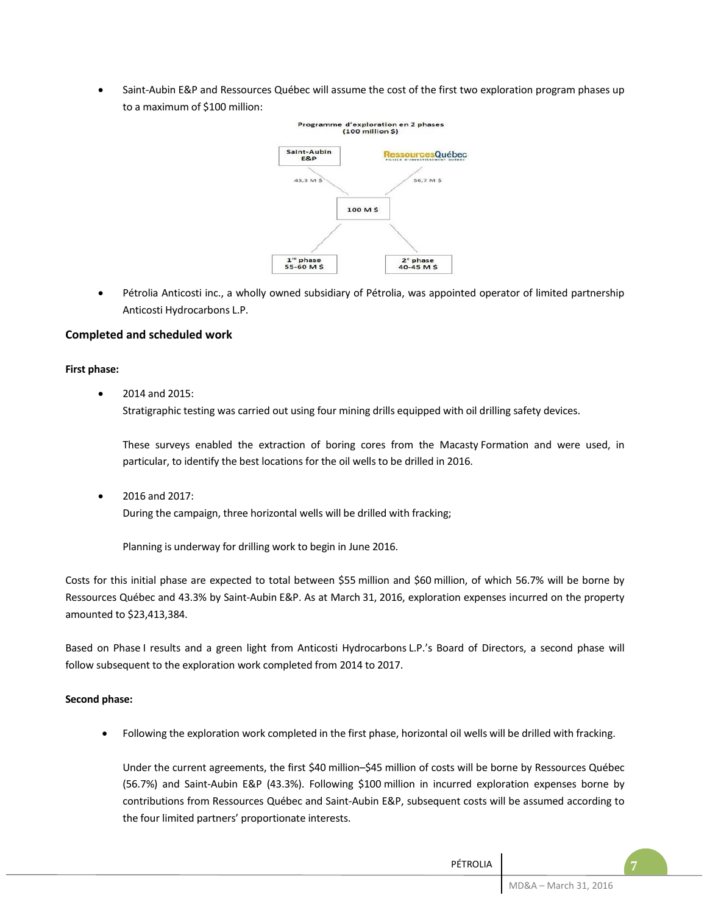- Saint-Aubin E&P and Ressources Québec will assume the cost of the first two exploration program phases up to a maximum of $100 million:

Programme d'exploration en 2 phases
(100 million $)

Saint-Aubin E&P — 43,3 M $
RessourcesQuébec — 56,7 M $
100 M $
1re phase 55-60 M $
2e phase 40-45 M $

- Pétrolia Anticosti inc., a wholly owned subsidiary of Pétrolia, was appointed operator of limited partnership Anticosti Hydrocarbons L.P.

### Completed and scheduled work

**First phase:**

- 2014 and 2015:
  Stratigraphic testing was carried out using four mining drills equipped with oil drilling safety devices.

  These surveys enabled the extraction of boring cores from the Macasty Formation and were used, in particular, to identify the best locations for the oil wells to be drilled in 2016.

- 2016 and 2017:
  During the campaign, three horizontal wells will be drilled with fracking;

  Planning is underway for drilling work to begin in June 2016.

Costs for this initial phase are expected to total between $55 million and $60 million, of which 56.7% will be borne by Ressources Québec and 43.3% by Saint-Aubin E&P. As at March 31, 2016, exploration expenses incurred on the property amounted to $23,413,384.

Based on Phase I results and a green light from Anticosti Hydrocarbons L.P.'s Board of Directors, a second phase will follow subsequent to the exploration work completed from 2014 to 2017.

**Second phase:**

- Following the exploration work completed in the first phase, horizontal oil wells will be drilled with fracking.

  Under the current agreements, the first $40 million–$45 million of costs will be borne by Ressources Québec (56.7%) and Saint-Aubin E&P (43.3%). Following $100 million in incurred exploration expenses borne by contributions from Ressources Québec and Saint-Aubin E&P, subsequent costs will be assumed according to the four limited partners' proportionate interests.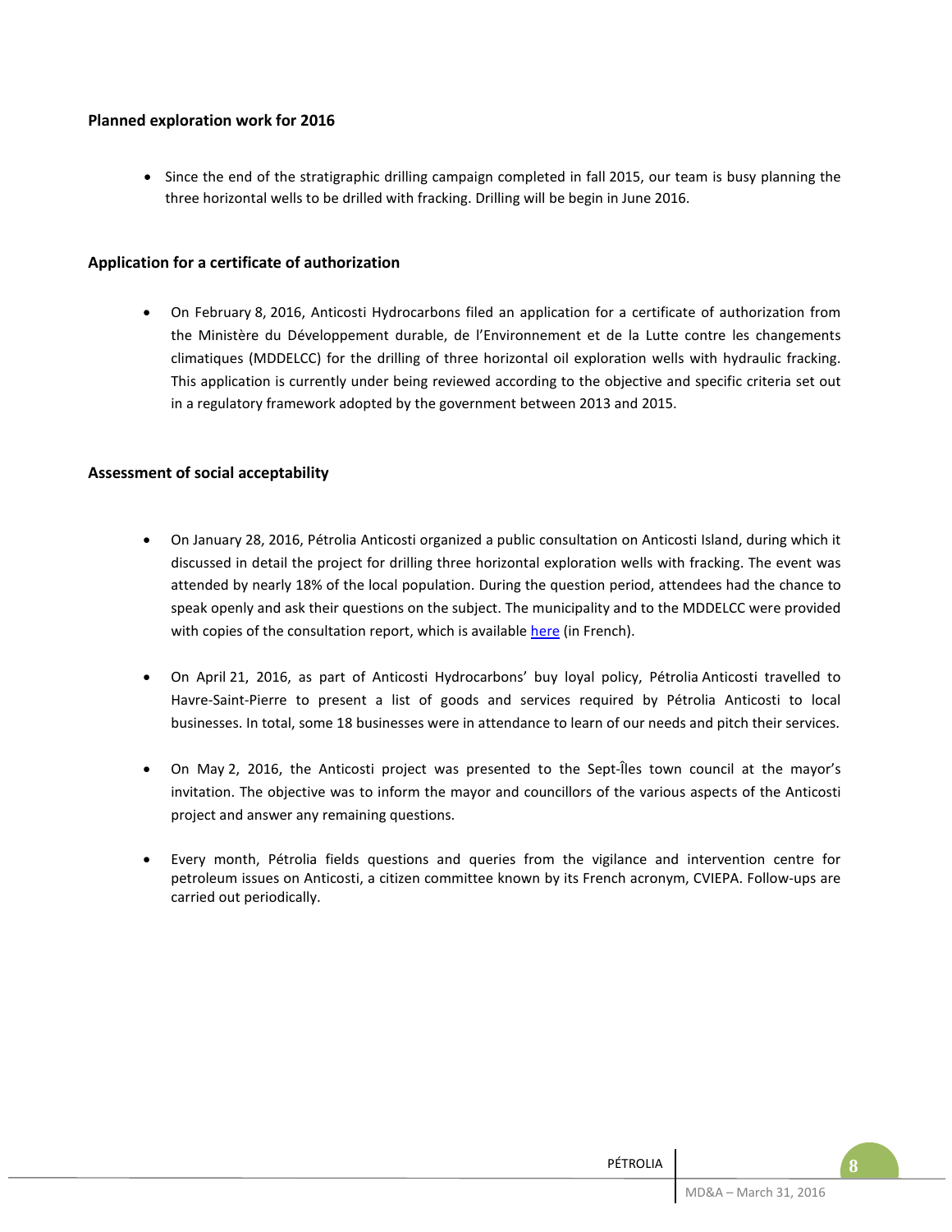### Planned exploration work for 2016

- Since the end of the stratigraphic drilling campaign completed in fall 2015, our team is busy planning the three horizontal wells to be drilled with fracking. Drilling will be begin in June 2016.

### Application for a certificate of authorization

- On February 8, 2016, Anticosti Hydrocarbons filed an application for a certificate of authorization from the Ministère du Développement durable, de l'Environnement et de la Lutte contre les changements climatiques (MDDELCC) for the drilling of three horizontal oil exploration wells with hydraulic fracking. This application is currently under being reviewed according to the objective and specific criteria set out in a regulatory framework adopted by the government between 2013 and 2015.

### Assessment of social acceptability

- On January 28, 2016, Pétrolia Anticosti organized a public consultation on Anticosti Island, during which it discussed in detail the project for drilling three horizontal exploration wells with fracking. The event was attended by nearly 18% of the local population. During the question period, attendees had the chance to speak openly and ask their questions on the subject. The municipality and to the MDDELCC were provided with copies of the consultation report, which is available here (in French).
- On April 21, 2016, as part of Anticosti Hydrocarbons' buy loyal policy, Pétrolia Anticosti travelled to Havre-Saint-Pierre to present a list of goods and services required by Pétrolia Anticosti to local businesses. In total, some 18 businesses were in attendance to learn of our needs and pitch their services.
- On May 2, 2016, the Anticosti project was presented to the Sept-Îles town council at the mayor's invitation. The objective was to inform the mayor and councillors of the various aspects of the Anticosti project and answer any remaining questions.
- Every month, Pétrolia fields questions and queries from the vigilance and intervention centre for petroleum issues on Anticosti, a citizen committee known by its French acronym, CVIEPA. Follow-ups are carried out periodically.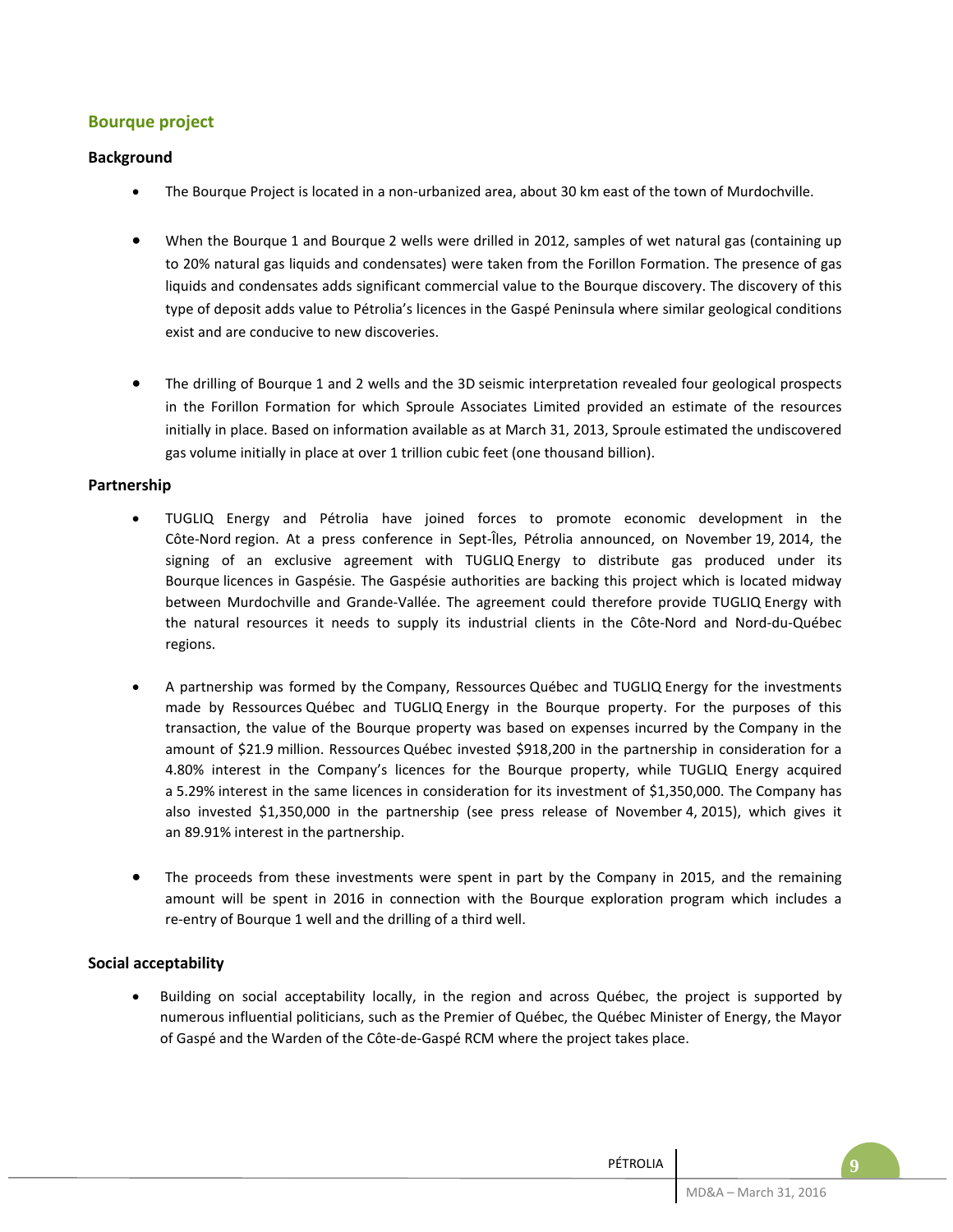## Bourque project

### Background

- The Bourque Project is located in a non-urbanized area, about 30 km east of the town of Murdochville.
- When the Bourque 1 and Bourque 2 wells were drilled in 2012, samples of wet natural gas (containing up to 20% natural gas liquids and condensates) were taken from the Forillon Formation. The presence of gas liquids and condensates adds significant commercial value to the Bourque discovery. The discovery of this type of deposit adds value to Pétrolia's licences in the Gaspé Peninsula where similar geological conditions exist and are conducive to new discoveries.
- The drilling of Bourque 1 and 2 wells and the 3D seismic interpretation revealed four geological prospects in the Forillon Formation for which Sproule Associates Limited provided an estimate of the resources initially in place. Based on information available as at March 31, 2013, Sproule estimated the undiscovered gas volume initially in place at over 1 trillion cubic feet (one thousand billion).

### Partnership

- TUGLIQ Energy and Pétrolia have joined forces to promote economic development in the Côte-Nord region. At a press conference in Sept-Îles, Pétrolia announced, on November 19, 2014, the signing of an exclusive agreement with TUGLIQ Energy to distribute gas produced under its Bourque licences in Gaspésie. The Gaspésie authorities are backing this project which is located midway between Murdochville and Grande-Vallée. The agreement could therefore provide TUGLIQ Energy with the natural resources it needs to supply its industrial clients in the Côte-Nord and Nord-du-Québec regions.
- A partnership was formed by the Company, Ressources Québec and TUGLIQ Energy for the investments made by Ressources Québec and TUGLIQ Energy in the Bourque property. For the purposes of this transaction, the value of the Bourque property was based on expenses incurred by the Company in the amount of $21.9 million. Ressources Québec invested $918,200 in the partnership in consideration for a 4.80% interest in the Company's licences for the Bourque property, while TUGLIQ Energy acquired a 5.29% interest in the same licences in consideration for its investment of $1,350,000. The Company has also invested $1,350,000 in the partnership (see press release of November 4, 2015), which gives it an 89.91% interest in the partnership.
- The proceeds from these investments were spent in part by the Company in 2015, and the remaining amount will be spent in 2016 in connection with the Bourque exploration program which includes a re-entry of Bourque 1 well and the drilling of a third well.

### Social acceptability

- Building on social acceptability locally, in the region and across Québec, the project is supported by numerous influential politicians, such as the Premier of Québec, the Québec Minister of Energy, the Mayor of Gaspé and the Warden of the Côte-de-Gaspé RCM where the project takes place.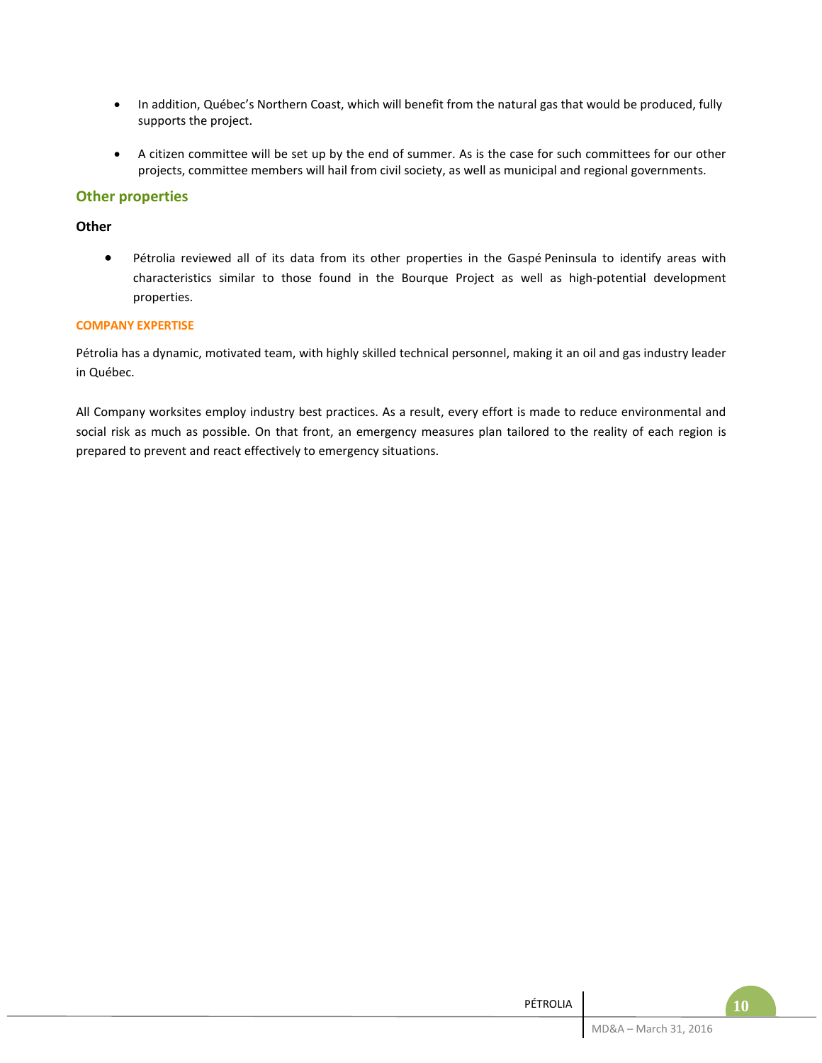- In addition, Québec's Northern Coast, which will benefit from the natural gas that would be produced, fully supports the project.

- A citizen committee will be set up by the end of summer. As is the case for such committees for our other projects, committee members will hail from civil society, as well as municipal and regional governments.

## Other properties

### Other

- Pétrolia reviewed all of its data from its other properties in the Gaspé Peninsula to identify areas with characteristics similar to those found in the Bourque Project as well as high-potential development properties.

## COMPANY EXPERTISE

Pétrolia has a dynamic, motivated team, with highly skilled technical personnel, making it an oil and gas industry leader in Québec.

All Company worksites employ industry best practices. As a result, every effort is made to reduce environmental and social risk as much as possible. On that front, an emergency measures plan tailored to the reality of each region is prepared to prevent and react effectively to emergency situations.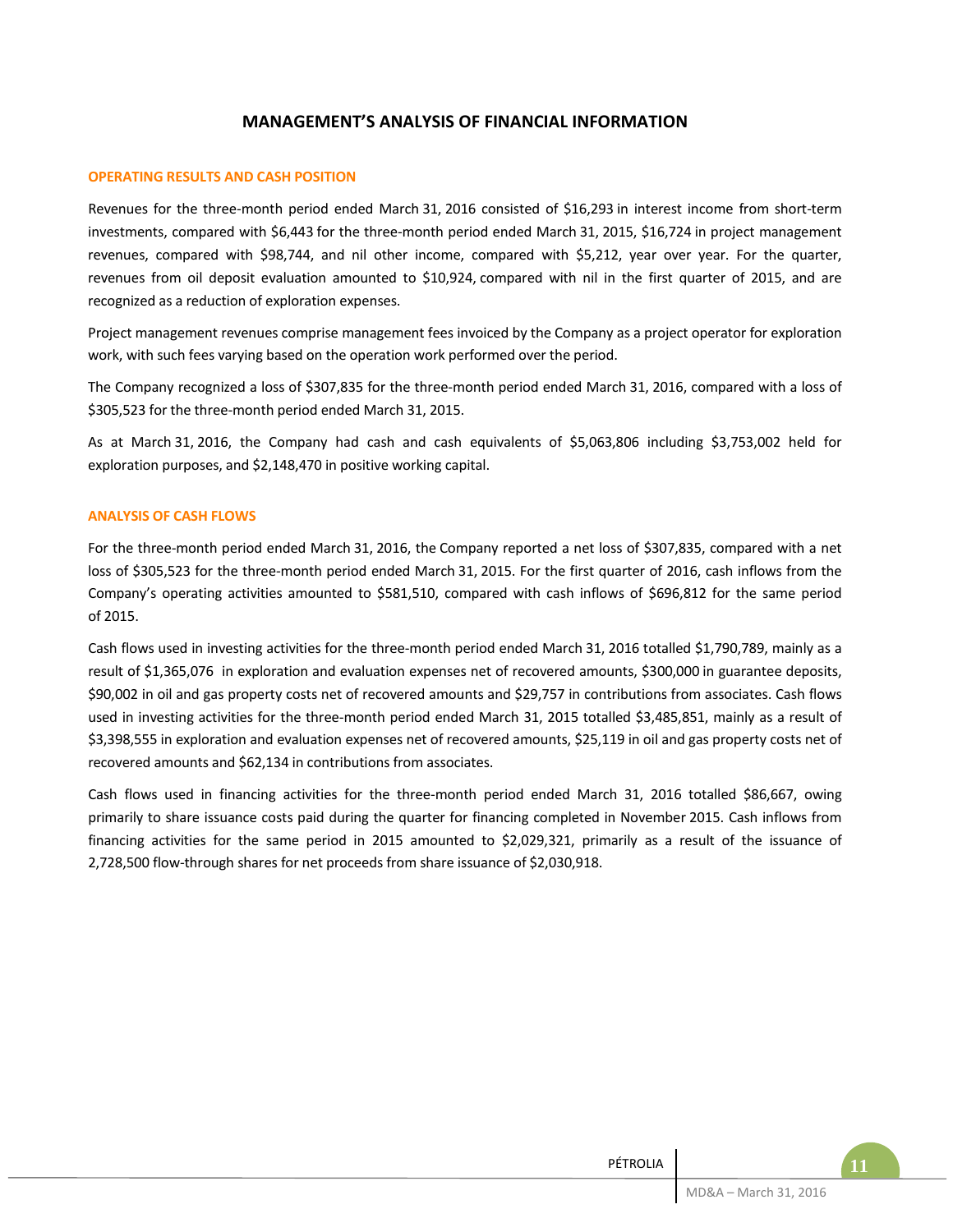# MANAGEMENT'S ANALYSIS OF FINANCIAL INFORMATION

## OPERATING RESULTS AND CASH POSITION

Revenues for the three-month period ended March 31, 2016 consisted of $16,293 in interest income from short-term investments, compared with $6,443 for the three-month period ended March 31, 2015, $16,724 in project management revenues, compared with $98,744, and nil other income, compared with $5,212, year over year. For the quarter, revenues from oil deposit evaluation amounted to $10,924, compared with nil in the first quarter of 2015, and are recognized as a reduction of exploration expenses.

Project management revenues comprise management fees invoiced by the Company as a project operator for exploration work, with such fees varying based on the operation work performed over the period.

The Company recognized a loss of $307,835 for the three-month period ended March 31, 2016, compared with a loss of $305,523 for the three-month period ended March 31, 2015.

As at March 31, 2016, the Company had cash and cash equivalents of $5,063,806 including $3,753,002 held for exploration purposes, and $2,148,470 in positive working capital.

## ANALYSIS OF CASH FLOWS

For the three-month period ended March 31, 2016, the Company reported a net loss of $307,835, compared with a net loss of $305,523 for the three-month period ended March 31, 2015. For the first quarter of 2016, cash inflows from the Company's operating activities amounted to $581,510, compared with cash inflows of $696,812 for the same period of 2015.

Cash flows used in investing activities for the three-month period ended March 31, 2016 totalled $1,790,789, mainly as a result of $1,365,076 in exploration and evaluation expenses net of recovered amounts, $300,000 in guarantee deposits, $90,002 in oil and gas property costs net of recovered amounts and $29,757 in contributions from associates. Cash flows used in investing activities for the three-month period ended March 31, 2015 totalled $3,485,851, mainly as a result of $3,398,555 in exploration and evaluation expenses net of recovered amounts, $25,119 in oil and gas property costs net of recovered amounts and $62,134 in contributions from associates.

Cash flows used in financing activities for the three-month period ended March 31, 2016 totalled $86,667, owing primarily to share issuance costs paid during the quarter for financing completed in November 2015. Cash inflows from financing activities for the same period in 2015 amounted to $2,029,321, primarily as a result of the issuance of 2,728,500 flow-through shares for net proceeds from share issuance of $2,030,918.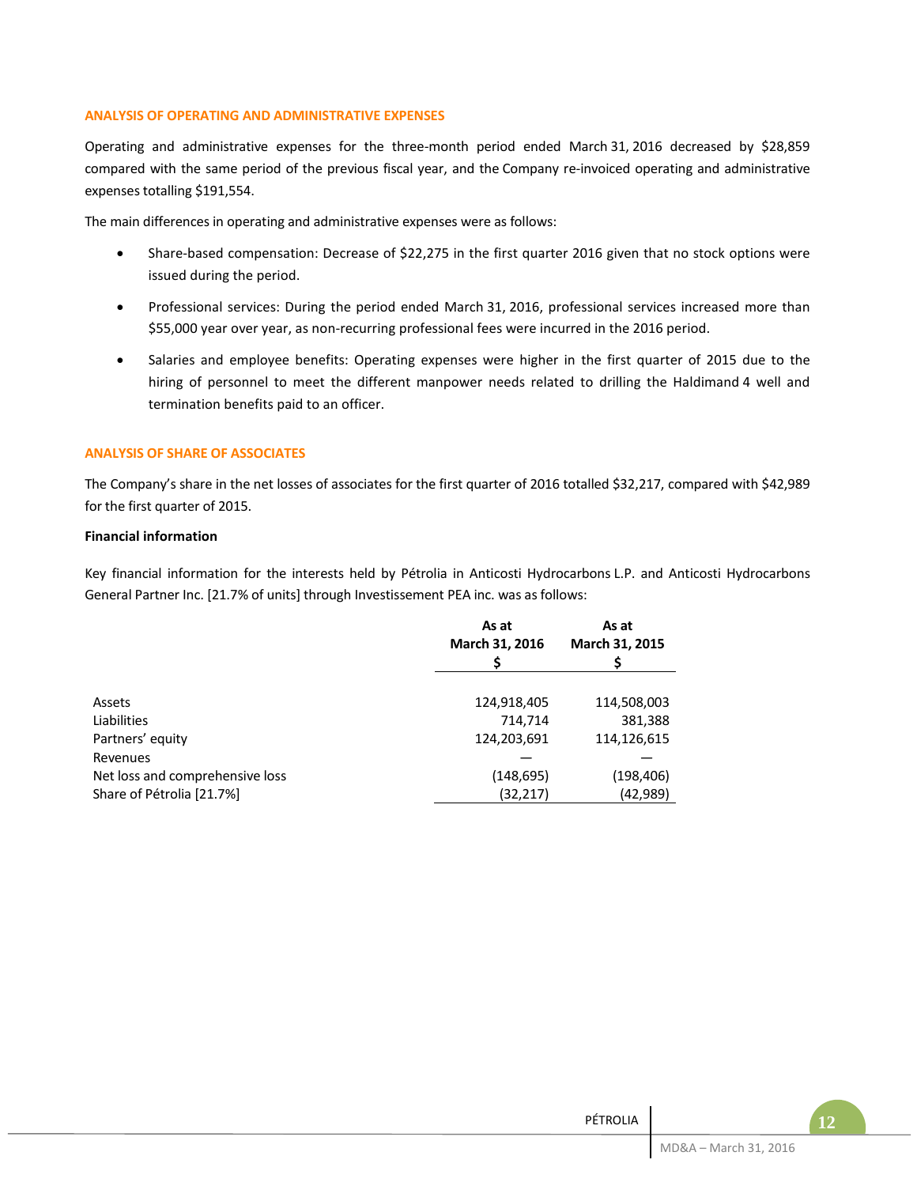## ANALYSIS OF OPERATING AND ADMINISTRATIVE EXPENSES

Operating and administrative expenses for the three-month period ended March 31, 2016 decreased by $28,859 compared with the same period of the previous fiscal year, and the Company re-invoiced operating and administrative expenses totalling $191,554.

The main differences in operating and administrative expenses were as follows:

- Share-based compensation: Decrease of $22,275 in the first quarter 2016 given that no stock options were issued during the period.
- Professional services: During the period ended March 31, 2016, professional services increased more than $55,000 year over year, as non-recurring professional fees were incurred in the 2016 period.
- Salaries and employee benefits: Operating expenses were higher in the first quarter of 2015 due to the hiring of personnel to meet the different manpower needs related to drilling the Haldimand 4 well and termination benefits paid to an officer.

## ANALYSIS OF SHARE OF ASSOCIATES

The Company's share in the net losses of associates for the first quarter of 2016 totalled $32,217, compared with $42,989 for the first quarter of 2015.

**Financial information**

Key financial information for the interests held by Pétrolia in Anticosti Hydrocarbons L.P. and Anticosti Hydrocarbons General Partner Inc. [21.7% of units] through Investissement PEA inc. was as follows:

| | As at March 31, 2016 $ | As at March 31, 2015 $ |
|---|---|---|
| Assets | 124,918,405 | 114,508,003 |
| Liabilities | 714,714 | 381,388 |
| Partners' equity | 124,203,691 | 114,126,615 |
| Revenues | — | — |
| Net loss and comprehensive loss | (148,695) | (198,406) |
| Share of Pétrolia [21.7%] | (32,217) | (42,989) |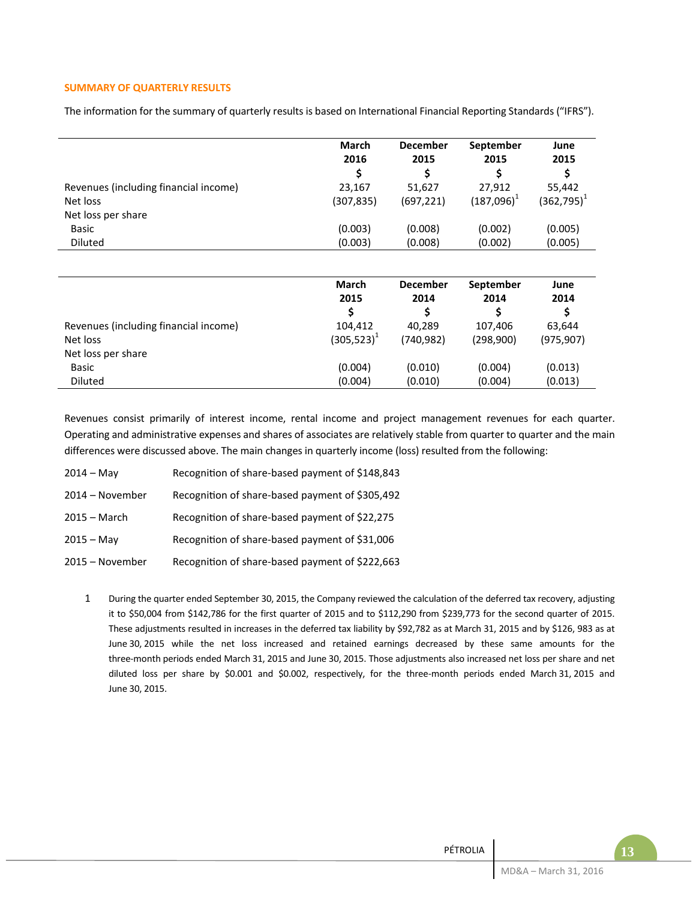## SUMMARY OF QUARTERLY RESULTS

The information for the summary of quarterly results is based on International Financial Reporting Standards ("IFRS").

| | March 2016 | December 2015 | September 2015 | June 2015 |
|---|---|---|---|---|
| | $ | $ | $ | $ |
| Revenues (including financial income) | 23,167 | 51,627 | 27,912 | 55,442 |
| Net loss | (307,835) | (697,221) | (187,096)[1] | (362,795)[1] |
| Net loss per share | | | | |
| Basic | (0.003) | (0.008) | (0.002) | (0.005) |
| Diluted | (0.003) | (0.008) | (0.002) | (0.005) |

| | March 2015 | December 2014 | September 2014 | June 2014 |
|---|---|---|---|---|
| | $ | $ | $ | $ |
| Revenues (including financial income) | 104,412 | 40,289 | 107,406 | 63,644 |
| Net loss | (305,523)[1] | (740,982) | (298,900) | (975,907) |
| Net loss per share | | | | |
| Basic | (0.004) | (0.010) | (0.004) | (0.013) |
| Diluted | (0.004) | (0.010) | (0.004) | (0.013) |

Revenues consist primarily of interest income, rental income and project management revenues for each quarter. Operating and administrative expenses and shares of associates are relatively stable from quarter to quarter and the main differences were discussed above. The main changes in quarterly income (loss) resulted from the following:

| | |
|---|---|
| 2014 – May | Recognition of share-based payment of $148,843 |
| 2014 – November | Recognition of share-based payment of $305,492 |
| 2015 – March | Recognition of share-based payment of $22,275 |
| 2015 – May | Recognition of share-based payment of $31,006 |
| 2015 – November | Recognition of share-based payment of $222,663 |

1 During the quarter ended September 30, 2015, the Company reviewed the calculation of the deferred tax recovery, adjusting it to $50,004 from $142,786 for the first quarter of 2015 and to $112,290 from $239,773 for the second quarter of 2015. These adjustments resulted in increases in the deferred tax liability by $92,782 as at March 31, 2015 and by $126, 983 as at June 30, 2015 while the net loss increased and retained earnings decreased by these same amounts for the three-month periods ended March 31, 2015 and June 30, 2015. Those adjustments also increased net loss per share and net diluted loss per share by $0.001 and $0.002, respectively, for the three-month periods ended March 31, 2015 and June 30, 2015.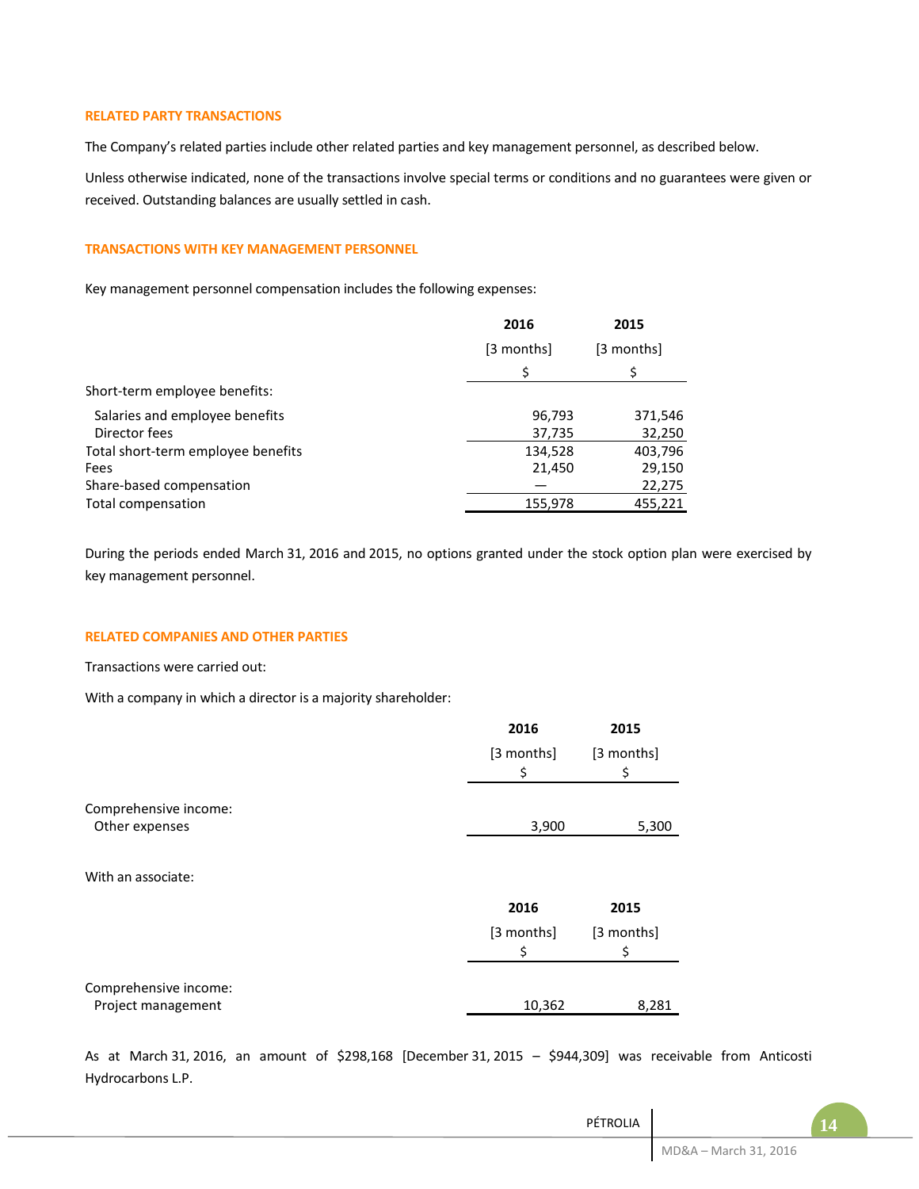## RELATED PARTY TRANSACTIONS

The Company's related parties include other related parties and key management personnel, as described below.

Unless otherwise indicated, none of the transactions involve special terms or conditions and no guarantees were given or received. Outstanding balances are usually settled in cash.

## TRANSACTIONS WITH KEY MANAGEMENT PERSONNEL

Key management personnel compensation includes the following expenses:

| | 2016 | 2015 |
|---|---|---|
| | [3 months] | [3 months] |
| | $ | $ |
| Short-term employee benefits: | | |
| Salaries and employee benefits | 96,793 | 371,546 |
| Director fees | 37,735 | 32,250 |
| Total short-term employee benefits | 134,528 | 403,796 |
| Fees | 21,450 | 29,150 |
| Share-based compensation | — | 22,275 |
| Total compensation | 155,978 | 455,221 |

During the periods ended March 31, 2016 and 2015, no options granted under the stock option plan were exercised by key management personnel.

## RELATED COMPANIES AND OTHER PARTIES

Transactions were carried out:

With a company in which a director is a majority shareholder:

| | 2016 | 2015 |
|---|---|---|
| | [3 months] | [3 months] |
| | $ | $ |
| Comprehensive income: | | |
| Other expenses | 3,900 | 5,300 |

With an associate:

| | 2016 | 2015 |
|---|---|---|
| | [3 months] | [3 months] |
| | $ | $ |
| Comprehensive income: | | |
| Project management | 10,362 | 8,281 |

As at March 31, 2016, an amount of $298,168 [December 31, 2015 – $944,309] was receivable from Anticosti Hydrocarbons L.P.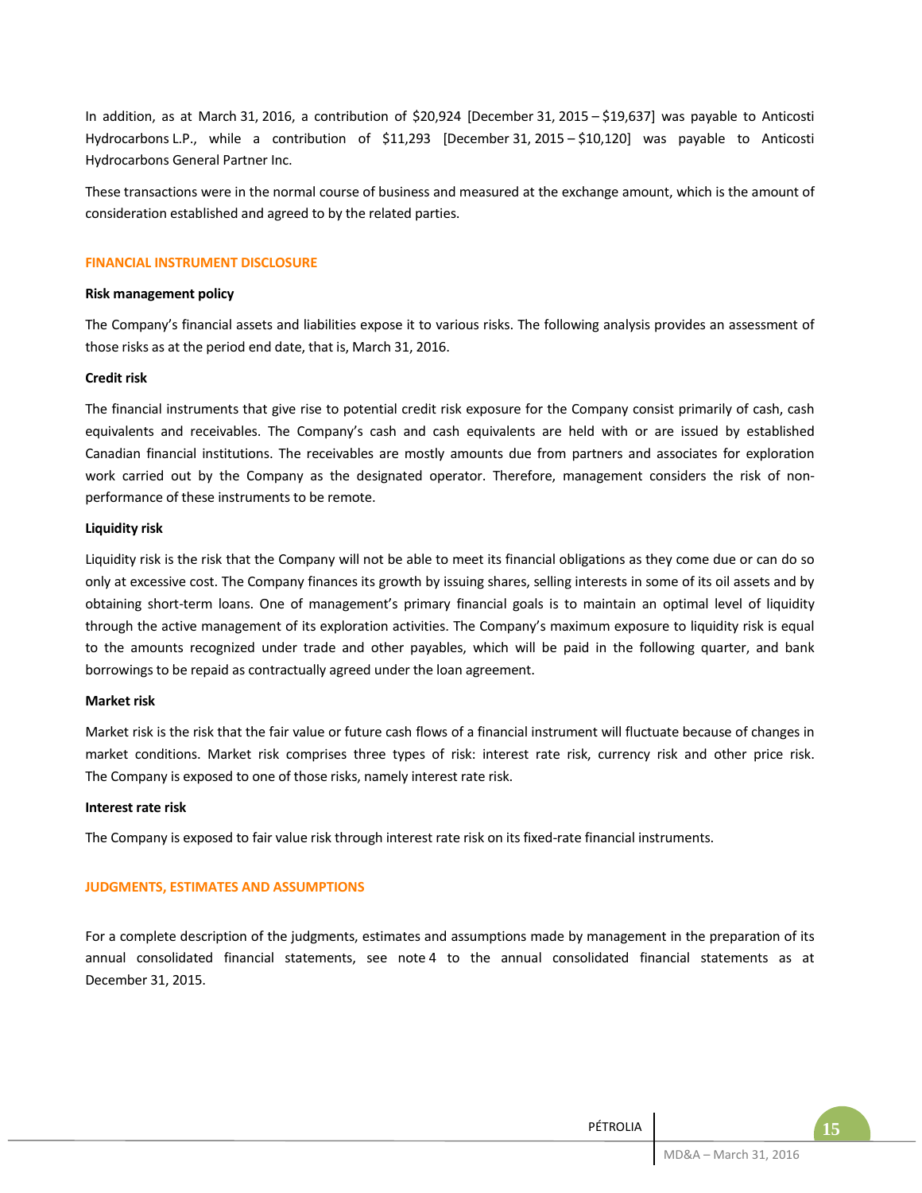In addition, as at March 31, 2016, a contribution of $20,924 [December 31, 2015 – $19,637] was payable to Anticosti Hydrocarbons L.P., while a contribution of $11,293 [December 31, 2015 – $10,120] was payable to Anticosti Hydrocarbons General Partner Inc.

These transactions were in the normal course of business and measured at the exchange amount, which is the amount of consideration established and agreed to by the related parties.

## FINANCIAL INSTRUMENT DISCLOSURE

**Risk management policy**

The Company's financial assets and liabilities expose it to various risks. The following analysis provides an assessment of those risks as at the period end date, that is, March 31, 2016.

**Credit risk**

The financial instruments that give rise to potential credit risk exposure for the Company consist primarily of cash, cash equivalents and receivables. The Company's cash and cash equivalents are held with or are issued by established Canadian financial institutions. The receivables are mostly amounts due from partners and associates for exploration work carried out by the Company as the designated operator. Therefore, management considers the risk of non-performance of these instruments to be remote.

**Liquidity risk**

Liquidity risk is the risk that the Company will not be able to meet its financial obligations as they come due or can do so only at excessive cost. The Company finances its growth by issuing shares, selling interests in some of its oil assets and by obtaining short-term loans. One of management's primary financial goals is to maintain an optimal level of liquidity through the active management of its exploration activities. The Company's maximum exposure to liquidity risk is equal to the amounts recognized under trade and other payables, which will be paid in the following quarter, and bank borrowings to be repaid as contractually agreed under the loan agreement.

**Market risk**

Market risk is the risk that the fair value or future cash flows of a financial instrument will fluctuate because of changes in market conditions. Market risk comprises three types of risk: interest rate risk, currency risk and other price risk. The Company is exposed to one of those risks, namely interest rate risk.

**Interest rate risk**

The Company is exposed to fair value risk through interest rate risk on its fixed-rate financial instruments.

## JUDGMENTS, ESTIMATES AND ASSUMPTIONS

For a complete description of the judgments, estimates and assumptions made by management in the preparation of its annual consolidated financial statements, see note 4 to the annual consolidated financial statements as at December 31, 2015.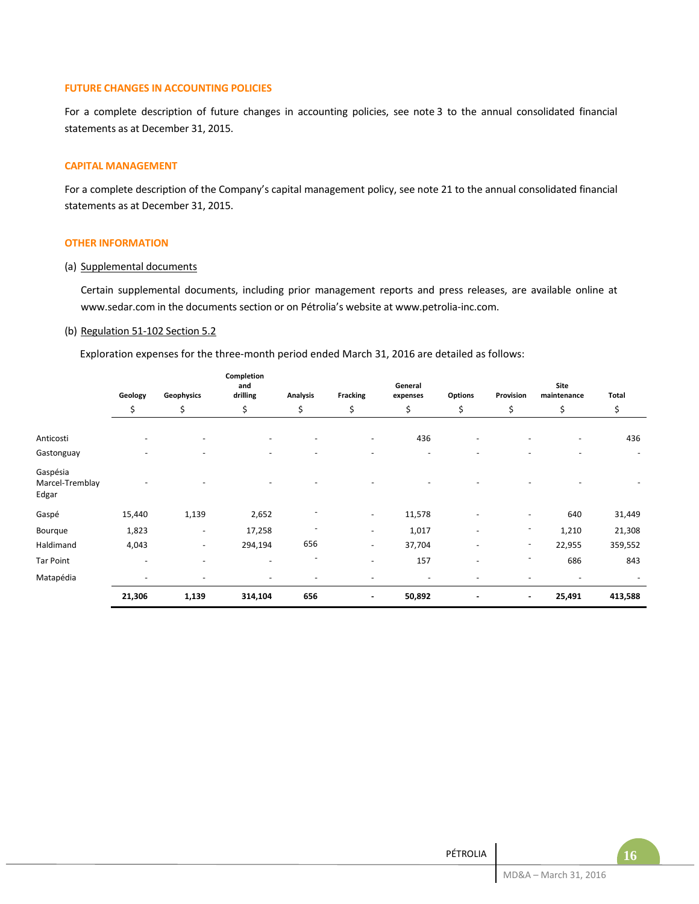## FUTURE CHANGES IN ACCOUNTING POLICIES

For a complete description of future changes in accounting policies, see note 3 to the annual consolidated financial statements as at December 31, 2015.

## CAPITAL MANAGEMENT

For a complete description of the Company's capital management policy, see note 21 to the annual consolidated financial statements as at December 31, 2015.

## OTHER INFORMATION

(a) Supplemental documents

Certain supplemental documents, including prior management reports and press releases, are available online at www.sedar.com in the documents section or on Pétrolia's website at www.petrolia-inc.com.

(b) Regulation 51-102 Section 5.2

Exploration expenses for the three-month period ended March 31, 2016 are detailed as follows:

| | Geology | Geophysics | Completion and drilling | Analysis | Fracking | General expenses | Options | Provision | Site maintenance | Total |
|---|---|---|---|---|---|---|---|---|---|---|
| | $ | $ | $ | $ | $ | $ | $ | $ | $ | $ |
| Anticosti | - | - | - | - | - | 436 | - | - | - | 436 |
| Gastonguay | - | - | - | - | - | - | - | - | - | - |
| Gaspésia Marcel-Tremblay Edgar | - | - | - | - | - | - | - | - | - | - |
| Gaspé | 15,440 | 1,139 | 2,652 | - | - | 11,578 | - | - | 640 | 31,449 |
| Bourque | 1,823 | - | 17,258 | - | - | 1,017 | - | - | 1,210 | 21,308 |
| Haldimand | 4,043 | - | 294,194 | 656 | - | 37,704 | - | - | 22,955 | 359,552 |
| Tar Point | - | - | - | - | - | 157 | - | - | 686 | 843 |
| Matapédia | - | - | - | - | - | - | - | - | - | - |
| | **21,306** | **1,139** | **314,104** | **656** | **-** | **50,892** | **-** | **-** | **25,491** | **413,588** |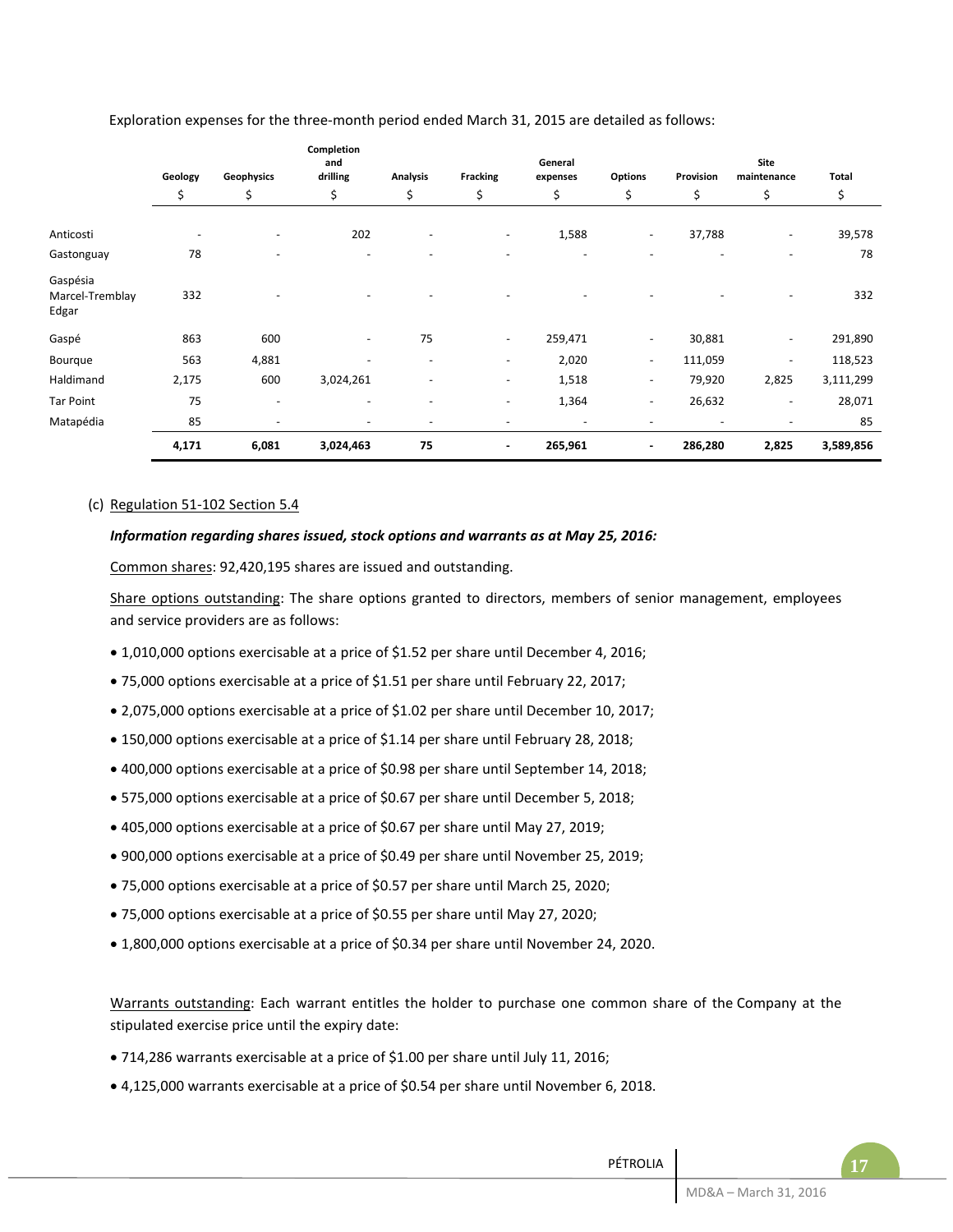Exploration expenses for the three-month period ended March 31, 2015 are detailed as follows:

| | Geology | Geophysics | Completion and drilling | Analysis | Fracking | General expenses | Options | Provision | Site maintenance | Total |
|---|---|---|---|---|---|---|---|---|---|---|
| | $ | $ | $ | $ | $ | $ | $ | $ | $ | $ |
| Anticosti | - | - | 202 | - | - | 1,588 | - | 37,788 | - | 39,578 |
| Gastonguay | 78 | - | - | - | - | - | - | - | - | 78 |
| Gaspésia Marcel-Tremblay Edgar | 332 | - | - | - | - | - | - | - | - | 332 |
| Gaspé | 863 | 600 | - | 75 | - | 259,471 | - | 30,881 | - | 291,890 |
| Bourque | 563 | 4,881 | - | - | - | 2,020 | - | 111,059 | - | 118,523 |
| Haldimand | 2,175 | 600 | 3,024,261 | - | - | 1,518 | - | 79,920 | 2,825 | 3,111,299 |
| Tar Point | 75 | - | - | - | - | 1,364 | - | 26,632 | - | 28,071 |
| Matapédia | 85 | - | - | - | - | - | - | - | - | 85 |
| | **4,171** | **6,081** | **3,024,463** | **75** | **-** | **265,961** | **-** | **286,280** | **2,825** | **3,589,856** |

(c) Regulation 51-102 Section 5.4

***Information regarding shares issued, stock options and warrants as at May 25, 2016:***

Common shares: 92,420,195 shares are issued and outstanding.

Share options outstanding: The share options granted to directors, members of senior management, employees and service providers are as follows:

- 1,010,000 options exercisable at a price of $1.52 per share until December 4, 2016;
- 75,000 options exercisable at a price of $1.51 per share until February 22, 2017;
- 2,075,000 options exercisable at a price of $1.02 per share until December 10, 2017;
- 150,000 options exercisable at a price of $1.14 per share until February 28, 2018;
- 400,000 options exercisable at a price of $0.98 per share until September 14, 2018;
- 575,000 options exercisable at a price of $0.67 per share until December 5, 2018;
- 405,000 options exercisable at a price of $0.67 per share until May 27, 2019;
- 900,000 options exercisable at a price of $0.49 per share until November 25, 2019;
- 75,000 options exercisable at a price of $0.57 per share until March 25, 2020;
- 75,000 options exercisable at a price of $0.55 per share until May 27, 2020;
- 1,800,000 options exercisable at a price of $0.34 per share until November 24, 2020.

Warrants outstanding: Each warrant entitles the holder to purchase one common share of the Company at the stipulated exercise price until the expiry date:

- 714,286 warrants exercisable at a price of $1.00 per share until July 11, 2016;
- 4,125,000 warrants exercisable at a price of $0.54 per share until November 6, 2018.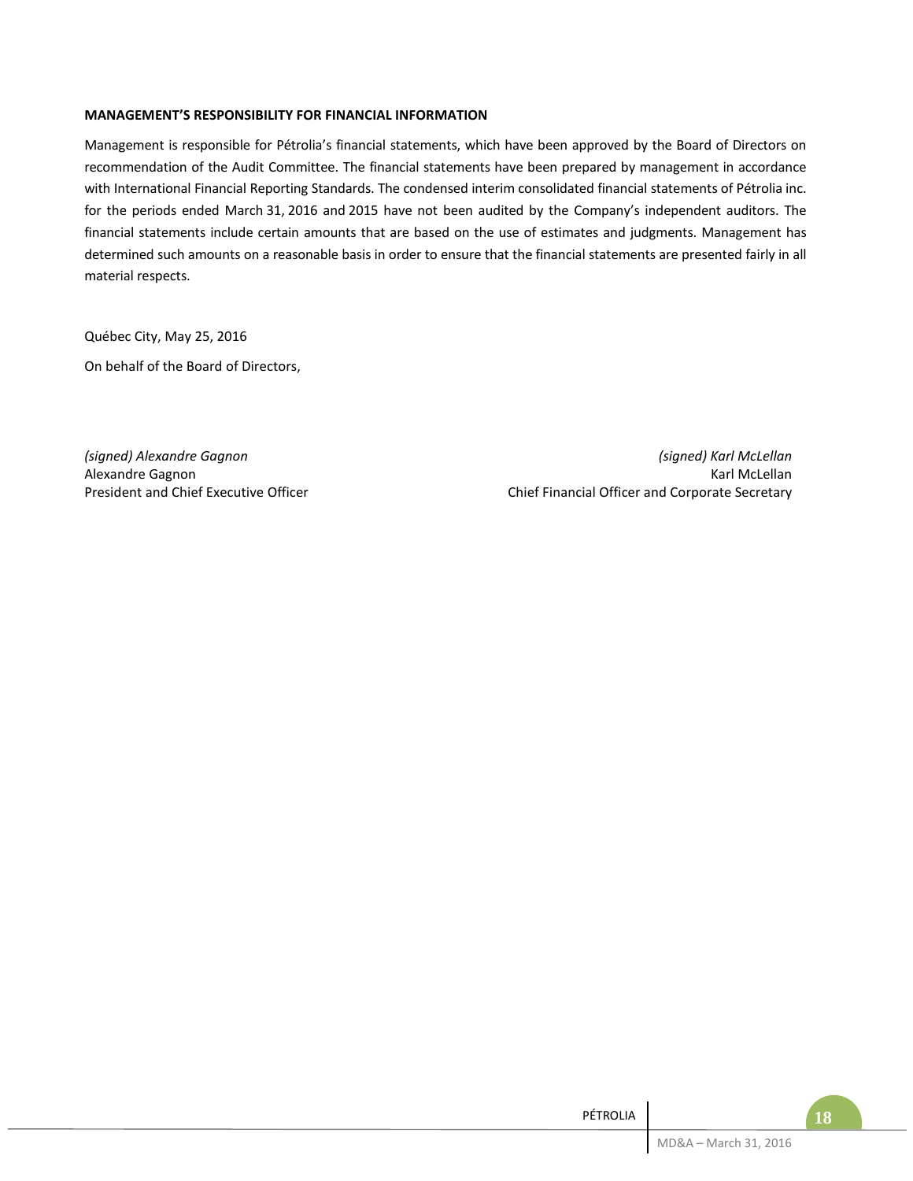**MANAGEMENT'S RESPONSIBILITY FOR FINANCIAL INFORMATION**

Management is responsible for Pétrolia's financial statements, which have been approved by the Board of Directors on recommendation of the Audit Committee. The financial statements have been prepared by management in accordance with International Financial Reporting Standards. The condensed interim consolidated financial statements of Pétrolia inc. for the periods ended March 31, 2016 and 2015 have not been audited by the Company's independent auditors. The financial statements include certain amounts that are based on the use of estimates and judgments. Management has determined such amounts on a reasonable basis in order to ensure that the financial statements are presented fairly in all material respects.

Québec City, May 25, 2016

On behalf of the Board of Directors,

*(signed) Alexandre Gagnon*
Alexandre Gagnon
President and Chief Executive Officer

*(signed) Karl McLellan*
Karl McLellan
Chief Financial Officer and Corporate Secretary